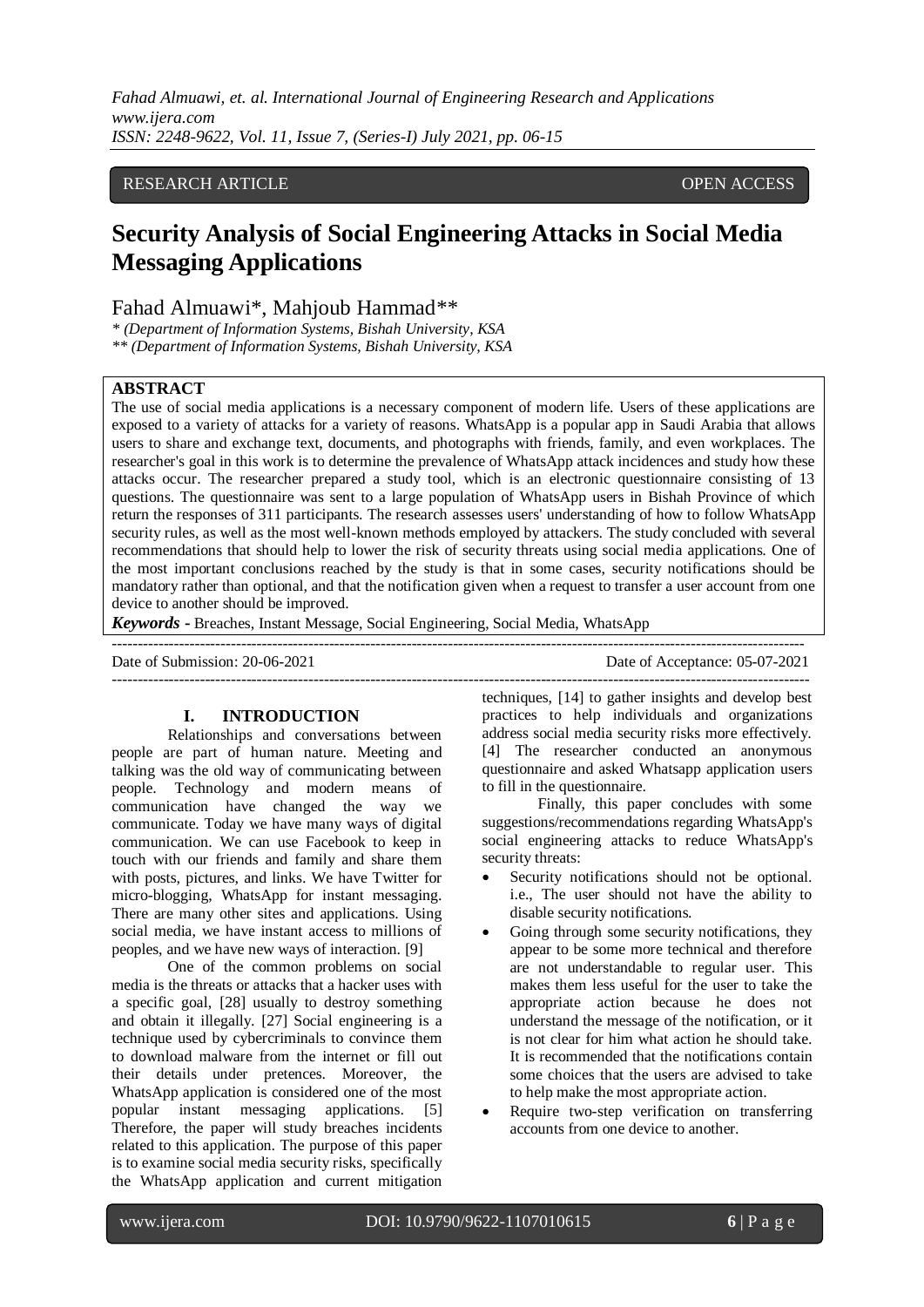RESEARCH ARTICLE OPEN ACCESS

# Security Analysis of Social Engineering Attacks in Social Media Messaging Applications

Fahad Almuawi*, Mahjoub Hammad**

*\* (Department of Information Systems, Bishah University, KSA*
*\*\* (Department of Information Systems, Bishah University, KSA*

## ABSTRACT

The use of social media applications is a necessary component of modern life. Users of these applications are exposed to a variety of attacks for a variety of reasons. WhatsApp is a popular app in Saudi Arabia that allows users to share and exchange text, documents, and photographs with friends, family, and even workplaces. The researcher's goal in this work is to determine the prevalence of WhatsApp attack incidences and study how these attacks occur. The researcher prepared a study tool, which is an electronic questionnaire consisting of 13 questions. The questionnaire was sent to a large population of WhatsApp users in Bishah Province of which return the responses of 311 participants. The research assesses users' understanding of how to follow WhatsApp security rules, as well as the most well-known methods employed by attackers. The study concluded with several recommendations that should help to lower the risk of security threats using social media applications. One of the most important conclusions reached by the study is that in some cases, security notifications should be mandatory rather than optional, and that the notification given when a request to transfer a user account from one device to another should be improved.

***Keywords*** **-** Breaches, Instant Message, Social Engineering, Social Media, WhatsApp

Date of Submission: 20-06-2021 Date of Acceptance: 05-07-2021

## I. INTRODUCTION

Relationships and conversations between people are part of human nature. Meeting and talking was the old way of communicating between people. Technology and modern means of communication have changed the way we communicate. Today we have many ways of digital communication. We can use Facebook to keep in touch with our friends and family and share them with posts, pictures, and links. We have Twitter for micro-blogging, WhatsApp for instant messaging. There are many other sites and applications. Using social media, we have instant access to millions of peoples, and we have new ways of interaction. [9]

One of the common problems on social media is the threats or attacks that a hacker uses with a specific goal, [28] usually to destroy something and obtain it illegally. [27] Social engineering is a technique used by cybercriminals to convince them to download malware from the internet or fill out their details under pretences. Moreover, the WhatsApp application is considered one of the most popular instant messaging applications. [5] Therefore, the paper will study breaches incidents related to this application. The purpose of this paper is to examine social media security risks, specifically the WhatsApp application and current mitigation techniques, [14] to gather insights and develop best practices to help individuals and organizations address social media security risks more effectively. [4] The researcher conducted an anonymous questionnaire and asked Whatsapp application users to fill in the questionnaire.

Finally, this paper concludes with some suggestions/recommendations regarding WhatsApp's social engineering attacks to reduce WhatsApp's security threats:

- Security notifications should not be optional. i.e., The user should not have the ability to disable security notifications.
- Going through some security notifications, they appear to be some more technical and therefore are not understandable to regular user. This makes them less useful for the user to take the appropriate action because he does not understand the message of the notification, or it is not clear for him what action he should take. It is recommended that the notifications contain some choices that the users are advised to take to help make the most appropriate action.
- Require two-step verification on transferring accounts from one device to another.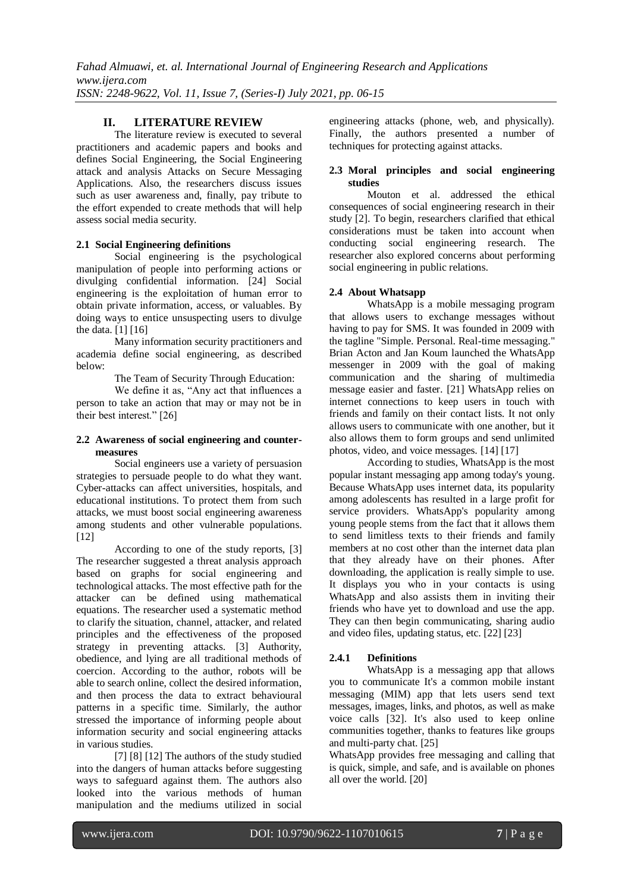## II. LITERATURE REVIEW

The literature review is executed to several practitioners and academic papers and books and defines Social Engineering, the Social Engineering attack and analysis Attacks on Secure Messaging Applications. Also, the researchers discuss issues such as user awareness and, finally, pay tribute to the effort expended to create methods that will help assess social media security.

### 2.1 Social Engineering definitions

Social engineering is the psychological manipulation of people into performing actions or divulging confidential information. [24] Social engineering is the exploitation of human error to obtain private information, access, or valuables. By doing ways to entice unsuspecting users to divulge the data. [1] [16]

Many information security practitioners and academia define social engineering, as described below:

The Team of Security Through Education:

We define it as, "Any act that influences a person to take an action that may or may not be in their best interest." [26]

### 2.2 Awareness of social engineering and counter-measures

Social engineers use a variety of persuasion strategies to persuade people to do what they want. Cyber-attacks can affect universities, hospitals, and educational institutions. To protect them from such attacks, we must boost social engineering awareness among students and other vulnerable populations. [12]

According to one of the study reports, [3] The researcher suggested a threat analysis approach based on graphs for social engineering and technological attacks. The most effective path for the attacker can be defined using mathematical equations. The researcher used a systematic method to clarify the situation, channel, attacker, and related principles and the effectiveness of the proposed strategy in preventing attacks. [3] Authority, obedience, and lying are all traditional methods of coercion. According to the author, robots will be able to search online, collect the desired information, and then process the data to extract behavioural patterns in a specific time. Similarly, the author stressed the importance of informing people about information security and social engineering attacks in various studies.

[7] [8] [12] The authors of the study studied into the dangers of human attacks before suggesting ways to safeguard against them. The authors also looked into the various methods of human manipulation and the mediums utilized in social engineering attacks (phone, web, and physically). Finally, the authors presented a number of techniques for protecting against attacks.

### 2.3 Moral principles and social engineering studies

Mouton et al. addressed the ethical consequences of social engineering research in their study [2]. To begin, researchers clarified that ethical considerations must be taken into account when conducting social engineering research. The researcher also explored concerns about performing social engineering in public relations.

### 2.4 About Whatsapp

WhatsApp is a mobile messaging program that allows users to exchange messages without having to pay for SMS. It was founded in 2009 with the tagline "Simple. Personal. Real-time messaging." Brian Acton and Jan Koum launched the WhatsApp messenger in 2009 with the goal of making communication and the sharing of multimedia message easier and faster. [21] WhatsApp relies on internet connections to keep users in touch with friends and family on their contact lists. It not only allows users to communicate with one another, but it also allows them to form groups and send unlimited photos, video, and voice messages. [14] [17]

According to studies, WhatsApp is the most popular instant messaging app among today's young. Because WhatsApp uses internet data, its popularity among adolescents has resulted in a large profit for service providers. WhatsApp's popularity among young people stems from the fact that it allows them to send limitless texts to their friends and family members at no cost other than the internet data plan that they already have on their phones. After downloading, the application is really simple to use. It displays you who in your contacts is using WhatsApp and also assists them in inviting their friends who have yet to download and use the app. They can then begin communicating, sharing audio and video files, updating status, etc. [22] [23]

#### 2.4.1 Definitions

WhatsApp is a messaging app that allows you to communicate It's a common mobile instant messaging (MIM) app that lets users send text messages, images, links, and photos, as well as make voice calls [32]. It's also used to keep online communities together, thanks to features like groups and multi-party chat. [25]

WhatsApp provides free messaging and calling that is quick, simple, and safe, and is available on phones all over the world. [20]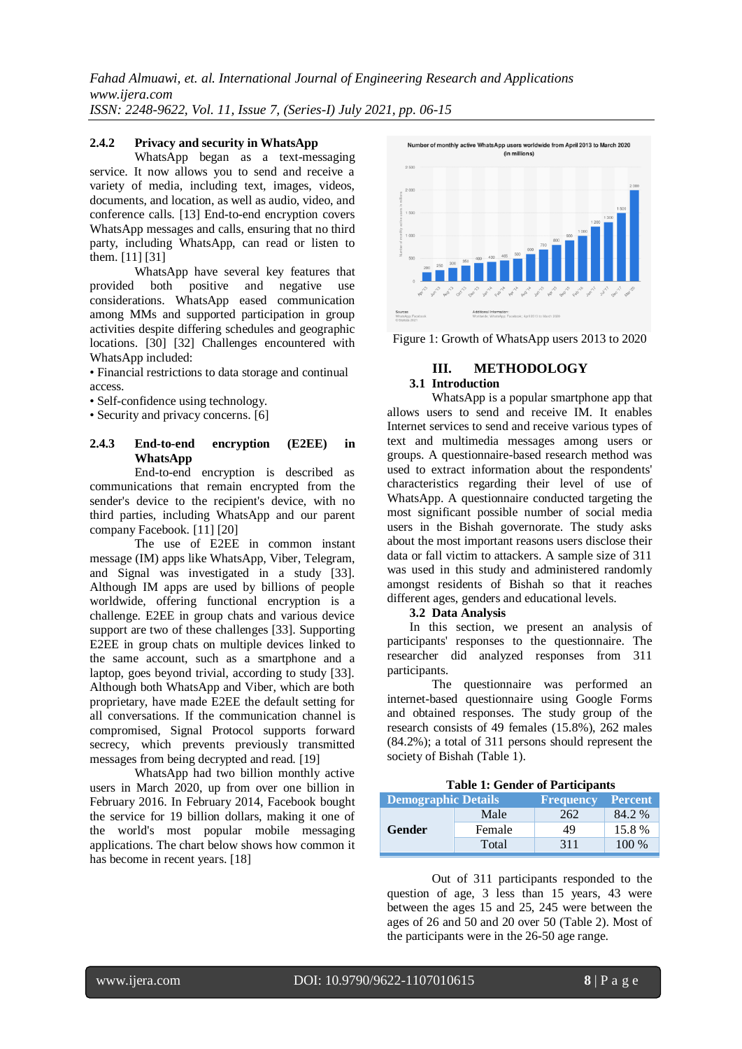### 2.4.2 Privacy and security in WhatsApp

WhatsApp began as a text-messaging service. It now allows you to send and receive a variety of media, including text, images, videos, documents, and location, as well as audio, video, and conference calls. [13] End-to-end encryption covers WhatsApp messages and calls, ensuring that no third party, including WhatsApp, can read or listen to them. [11] [31]

WhatsApp have several key features that provided both positive and negative use considerations. WhatsApp eased communication among MMs and supported participation in group activities despite differing schedules and geographic locations. [30] [32] Challenges encountered with WhatsApp included:

- Financial restrictions to data storage and continual access.
- Self-confidence using technology.
- Security and privacy concerns. [6]

### 2.4.3 End-to-end encryption (E2EE) in WhatsApp

End-to-end encryption is described as communications that remain encrypted from the sender's device to the recipient's device, with no third parties, including WhatsApp and our parent company Facebook. [11] [20]

The use of E2EE in common instant message (IM) apps like WhatsApp, Viber, Telegram, and Signal was investigated in a study [33]. Although IM apps are used by billions of people worldwide, offering functional encryption is a challenge. E2EE in group chats and various device support are two of these challenges [33]. Supporting E2EE in group chats on multiple devices linked to the same account, such as a smartphone and a laptop, goes beyond trivial, according to study [33]. Although both WhatsApp and Viber, which are both proprietary, have made E2EE the default setting for all conversations. If the communication channel is compromised, Signal Protocol supports forward secrecy, which prevents previously transmitted messages from being decrypted and read. [19]

WhatsApp had two billion monthly active users in March 2020, up from over one billion in February 2016. In February 2014, Facebook bought the service for 19 billion dollars, making it one of the world's most popular mobile messaging applications. The chart below shows how common it has become in recent years. [18]

Figure 1: Growth of WhatsApp users 2013 to 2020

## III. METHODOLOGY

### 3.1 Introduction

WhatsApp is a popular smartphone app that allows users to send and receive IM. It enables Internet services to send and receive various types of text and multimedia messages among users or groups. A questionnaire-based research method was used to extract information about the respondents' characteristics regarding their level of use of WhatsApp. A questionnaire conducted targeting the most significant possible number of social media users in the Bishah governorate. The study asks about the most important reasons users disclose their data or fall victim to attackers. A sample size of 311 was used in this study and administered randomly amongst residents of Bishah so that it reaches different ages, genders and educational levels.

### 3.2 Data Analysis

In this section, we present an analysis of participants' responses to the questionnaire. The researcher did analyzed responses from 311 participants.

The questionnaire was performed an internet-based questionnaire using Google Forms and obtained responses. The study group of the research consists of 49 females (15.8%), 262 males (84.2%); a total of 311 persons should represent the society of Bishah (Table 1).

**Table 1: Gender of Participants**

| Demographic Details | | Frequency | Percent |
|---|---|---|---|
| Gender | Male | 262 | 84.2 % |
| | Female | 49 | 15.8 % |
| | Total | 311 | 100 % |

Out of 311 participants responded to the question of age, 3 less than 15 years, 43 were between the ages 15 and 25, 245 were between the ages of 26 and 50 and 20 over 50 (Table 2). Most of the participants were in the 26-50 age range.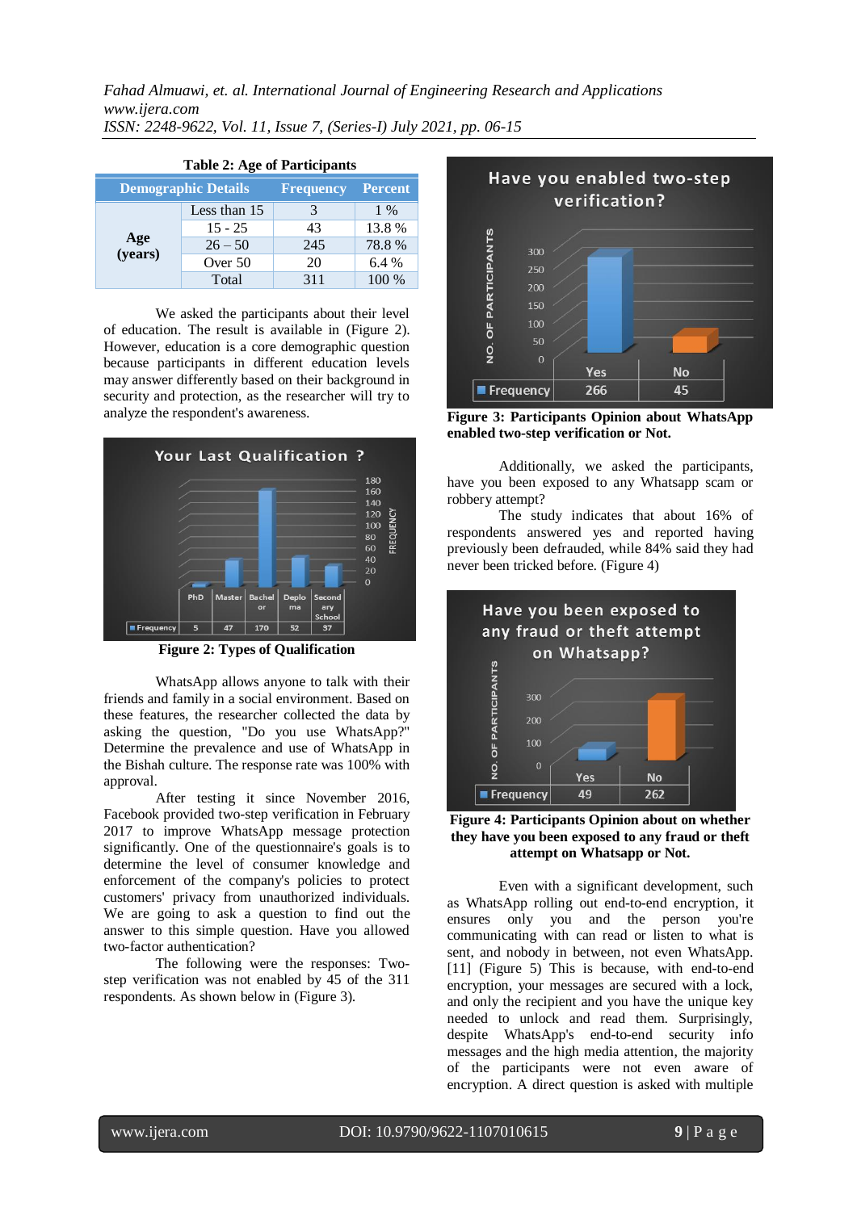**Table 2: Age of Participants**

| Demographic Details | | Frequency | Percent |
|---|---|---|---|
| Age (years) | Less than 15 | 3 | 1 % |
| | 15 - 25 | 43 | 13.8 % |
| | 26 – 50 | 245 | 78.8 % |
| | Over 50 | 20 | 6.4 % |
| | Total | 311 | 100 % |

We asked the participants about their level of education. The result is available in (Figure 2). However, education is a core demographic question because participants in different education levels may answer differently based on their background in security and protection, as the researcher will try to analyze the respondent's awareness.

**Figure 2: Types of Qualification**

WhatsApp allows anyone to talk with their friends and family in a social environment. Based on these features, the researcher collected the data by asking the question, "Do you use WhatsApp?" Determine the prevalence and use of WhatsApp in the Bishah culture. The response rate was 100% with approval.

After testing it since November 2016, Facebook provided two-step verification in February 2017 to improve WhatsApp message protection significantly. One of the questionnaire's goals is to determine the level of consumer knowledge and enforcement of the company's policies to protect customers' privacy from unauthorized individuals. We are going to ask a question to find out the answer to this simple question. Have you allowed two-factor authentication?

The following were the responses: Two-step verification was not enabled by 45 of the 311 respondents. As shown below in (Figure 3).

**Figure 3: Participants Opinion about WhatsApp enabled two-step verification or Not.**

Additionally, we asked the participants, have you been exposed to any Whatsapp scam or robbery attempt?

The study indicates that about 16% of respondents answered yes and reported having previously been defrauded, while 84% said they had never been tricked before. (Figure 4)

**Figure 4: Participants Opinion about on whether they have you been exposed to any fraud or theft attempt on Whatsapp or Not.**

Even with a significant development, such as WhatsApp rolling out end-to-end encryption, it ensures only you and the person you're communicating with can read or listen to what is sent, and nobody in between, not even WhatsApp. [11] (Figure 5) This is because, with end-to-end encryption, your messages are secured with a lock, and only the recipient and you have the unique key needed to unlock and read them. Surprisingly, despite WhatsApp's end-to-end security info messages and the high media attention, the majority of the participants were not even aware of encryption. A direct question is asked with multiple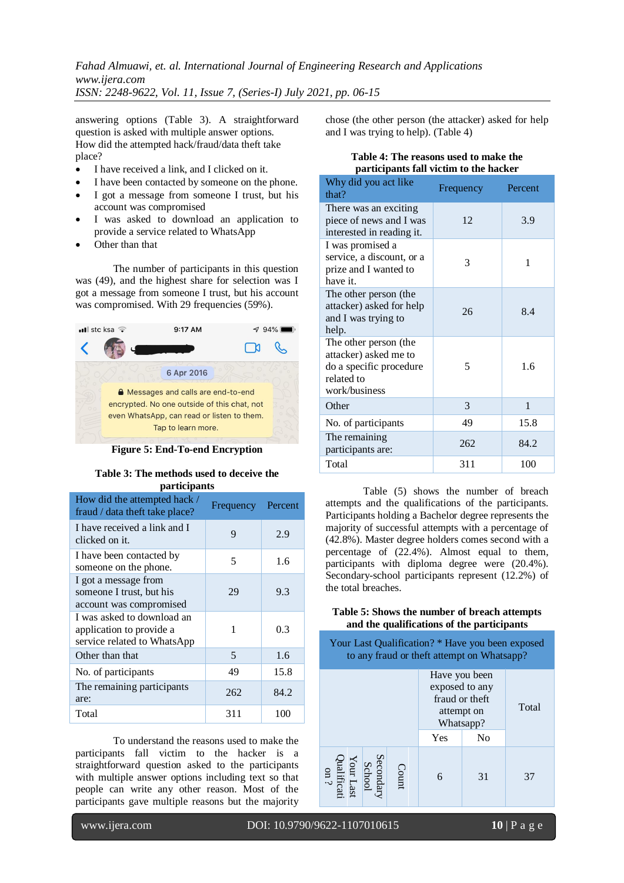answering options (Table 3). A straightforward question is asked with multiple answer options.
How did the attempted hack/fraud/data theft take place?

- I have received a link, and I clicked on it.
- I have been contacted by someone on the phone.
- I got a message from someone I trust, but his account was compromised
- I was asked to download an application to provide a service related to WhatsApp
- Other than that

The number of participants in this question was (49), and the highest share for selection was I got a message from someone I trust, but his account was compromised. With 29 frequencies (59%).

**Figure 5: End-To-end Encryption**

**Table 3: The methods used to deceive the participants**

| How did the attempted hack / fraud / data theft take place? | Frequency | Percent |
|---|---|---|
| I have received a link and I clicked on it. | 9 | 2.9 |
| I have been contacted by someone on the phone. | 5 | 1.6 |
| I got a message from someone I trust, but his account was compromised | 29 | 9.3 |
| I was asked to download an application to provide a service related to WhatsApp | 1 | 0.3 |
| Other than that | 5 | 1.6 |
| No. of participants | 49 | 15.8 |
| The remaining participants are: | 262 | 84.2 |
| Total | 311 | 100 |

To understand the reasons used to make the participants fall victim to the hacker is a straightforward question asked to the participants with multiple answer options including text so that people can write any other reason. Most of the participants gave multiple reasons but the majority chose (the other person (the attacker) asked for help and I was trying to help). (Table 4)

**Table 4: The reasons used to make the participants fall victim to the hacker**

| Why did you act like that? | Frequency | Percent |
|---|---|---|
| There was an exciting piece of news and I was interested in reading it. | 12 | 3.9 |
| I was promised a service, a discount, or a prize and I wanted to have it. | 3 | 1 |
| The other person (the attacker) asked for help and I was trying to help. | 26 | 8.4 |
| The other person (the attacker) asked me to do a specific procedure related to work/business | 5 | 1.6 |
| Other | 3 | 1 |
| No. of participants | 49 | 15.8 |
| The remaining participants are: | 262 | 84.2 |
| Total | 311 | 100 |

Table (5) shows the number of breach attempts and the qualifications of the participants. Participants holding a Bachelor degree represents the majority of successful attempts with a percentage of (42.8%). Master degree holders comes second with a percentage of (22.4%). Almost equal to them, participants with diploma degree were (20.4%). Secondary-school participants represent (12.2%) of the total breaches.

**Table 5: Shows the number of breach attempts and the qualifications of the participants**

| Your Last Qualification? * Have you been exposed to any fraud or theft attempt on Whatsapp? | | | | | | |
|---|---|---|---|---|---|---|
| | | | Have you been exposed to any fraud or theft attempt on Whatsapp? | | Total |
| | | | Yes | No | |
| Your Last Qualification ? | Secondary School | Count | 6 | 31 | 37 |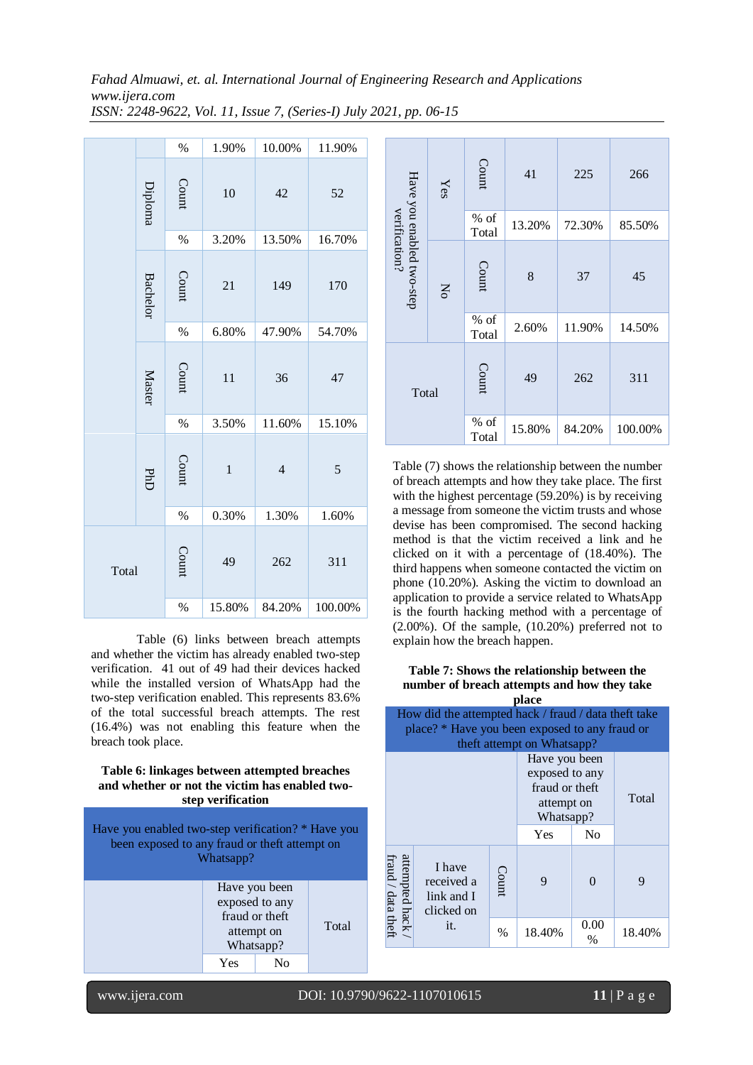| | | | | | |
|---|---|---|---|---|---|
| | | % | 1.90% | 10.00% | 11.90% |
| | Diploma | Count | 10 | 42 | 52 |
| | | % | 3.20% | 13.50% | 16.70% |
| | Bachelor | Count | 21 | 149 | 170 |
| | | % | 6.80% | 47.90% | 54.70% |
| | Master | Count | 11 | 36 | 47 |
| | | % | 3.50% | 11.60% | 15.10% |
| | PhD | Count | 1 | 4 | 5 |
| | | % | 0.30% | 1.30% | 1.60% |
| Total | | Count | 49 | 262 | 311 |
| | | % | 15.80% | 84.20% | 100.00% |

Table (6) links between breach attempts and whether the victim has already enabled two-step verification. 41 out of 49 had their devices hacked while the installed version of WhatsApp had the two-step verification enabled. This represents 83.6% of the total successful breach attempts. The rest (16.4%) was not enabling this feature when the breach took place.

**Table 6: linkages between attempted breaches and whether or not the victim has enabled two-step verification**

| Have you enabled two-step verification? * Have you been exposed to any fraud or theft attempt on Whatsapp? | | | | | |
|---|---|---|---|---|---|
| | | | Have you been exposed to any fraud or theft attempt on Whatsapp? | | Total |
| | | | Yes | No | |
| Have you enabled two-step verification? | Yes | Count | 41 | 225 | 266 |
| | | % of Total | 13.20% | 72.30% | 85.50% |
| | No | Count | 8 | 37 | 45 |
| | | % of Total | 2.60% | 11.90% | 14.50% |
| Total | | Count | 49 | 262 | 311 |
| | | % of Total | 15.80% | 84.20% | 100.00% |

Table (7) shows the relationship between the number of breach attempts and how they take place. The first with the highest percentage (59.20%) is by receiving a message from someone the victim trusts and whose devise has been compromised. The second hacking method is that the victim received a link and he clicked on it with a percentage of (18.40%). The third happens when someone contacted the victim on phone (10.20%). Asking the victim to download an application to provide a service related to WhatsApp is the fourth hacking method with a percentage of (2.00%). Of the sample, (10.20%) preferred not to explain how the breach happen.

**Table 7: Shows the relationship between the number of breach attempts and how they take place**

| How did the attempted hack / fraud / data theft take place? * Have you been exposed to any fraud or theft attempt on Whatsapp? | | | | | |
|---|---|---|---|---|---|
| | | | Have you been exposed to any fraud or theft attempt on Whatsapp? | | Total |
| | | | Yes | No | |
| attempted hack / fraud / data theft | I have received a link and I clicked on it. | Count | 9 | 0 | 9 |
| | | % | 18.40% | 0.00 % | 18.40% |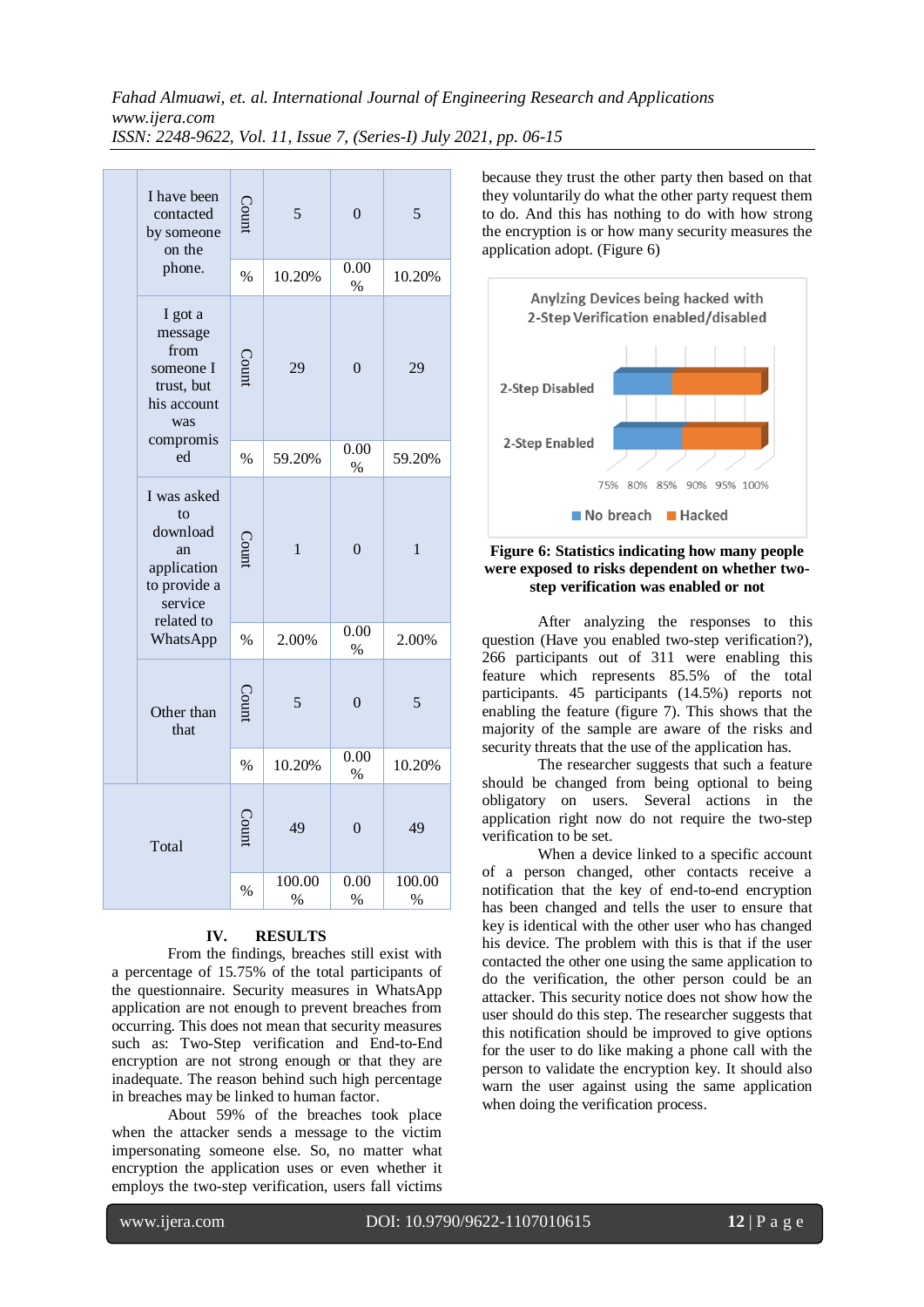| | | | | | |
|---|---|---|---|---|---|
| | I have been contacted by someone on the phone. | Count | 5 | 0 | 5 |
| | | % | 10.20% | 0.00 % | 10.20% |
| | I got a message from someone I trust, but his account was compromised | Count | 29 | 0 | 29 |
| | | % | 59.20% | 0.00 % | 59.20% |
| | I was asked to download an application to provide a service related to WhatsApp | Count | 1 | 0 | 1 |
| | | % | 2.00% | 0.00 % | 2.00% |
| | Other than that | Count | 5 | 0 | 5 |
| | | % | 10.20% | 0.00 % | 10.20% |
| Total | | Count | 49 | 0 | 49 |
| | | % | 100.00 % | 0.00 % | 100.00 % |

## IV. RESULTS

From the findings, breaches still exist with a percentage of 15.75% of the total participants of the questionnaire. Security measures in WhatsApp application are not enough to prevent breaches from occurring. This does not mean that security measures such as: Two-Step verification and End-to-End encryption are not strong enough or that they are inadequate. The reason behind such high percentage in breaches may be linked to human factor.

About 59% of the breaches took place when the attacker sends a message to the victim impersonating someone else. So, no matter what encryption the application uses or even whether it employs the two-step verification, users fall victims because they trust the other party then based on that they voluntarily do what the other party request them to do. And this has nothing to do with how strong the encryption is or how many security measures the application adopt. (Figure 6)

Anylzing Devices being hacked with 2-Step Verification enabled/disabled

**Figure 6: Statistics indicating how many people were exposed to risks dependent on whether two-step verification was enabled or not**

After analyzing the responses to this question (Have you enabled two-step verification?), 266 participants out of 311 were enabling this feature which represents 85.5% of the total participants. 45 participants (14.5%) reports not enabling the feature (figure 7). This shows that the majority of the sample are aware of the risks and security threats that the use of the application has.

The researcher suggests that such a feature should be changed from being optional to being obligatory on users. Several actions in the application right now do not require the two-step verification to be set.

When a device linked to a specific account of a person changed, other contacts receive a notification that the key of end-to-end encryption has been changed and tells the user to ensure that key is identical with the other user who has changed his device. The problem with this is that if the user contacted the other one using the same application to do the verification, the other person could be an attacker. This security notice does not show how the user should do this step. The researcher suggests that this notification should be improved to give options for the user to do like making a phone call with the person to validate the encryption key. It should also warn the user against using the same application when doing the verification process.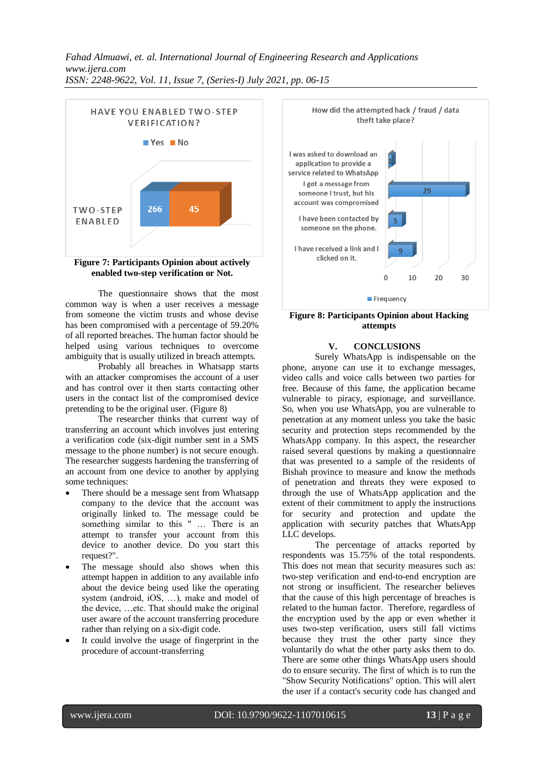HAVE YOU ENABLED TWO-STEP VERIFICATION?

| | Yes | No |
|---|---|---|
| TWO-STEP ENABLED | 266 | 45 |

**Figure 7: Participants Opinion about actively enabled two-step verification or Not.**

The questionnaire shows that the most common way is when a user receives a message from someone the victim trusts and whose devise has been compromised with a percentage of 59.20% of all reported breaches. The human factor should be helped using various techniques to overcome ambiguity that is usually utilized in breach attempts.

Probably all breaches in Whatsapp starts with an attacker compromises the account of a user and has control over it then starts contacting other users in the contact list of the compromised device pretending to be the original user. (Figure 8)

The researcher thinks that current way of transferring an account which involves just entering a verification code (six-digit number sent in a SMS message to the phone number) is not secure enough. The researcher suggests hardening the transferring of an account from one device to another by applying some techniques:

- There should be a message sent from Whatsapp company to the device that the account was originally linked to. The message could be something similar to this " … There is an attempt to transfer your account from this device to another device. Do you start this request?".
- The message should also shows when this attempt happen in addition to any available info about the device being used like the operating system (android, iOS, …), make and model of the device, …etc. That should make the original user aware of the account transferring procedure rather than relying on a six-digit code.
- It could involve the usage of fingerprint in the procedure of account-transferring

How did the attempted hack / fraud / data theft take place?

| | Frequency |
|---|---|
| I was asked to download an application to provide a service related to WhatsApp | 1 |
| I got a message from someone I trust, but his account was compromised | 29 |
| I have been contacted by someone on the phone. | 5 |
| I have received a link and I clicked on it. | 9 |

**Figure 8: Participants Opinion about Hacking attempts**

## V. CONCLUSIONS

Surely WhatsApp is indispensable on the phone, anyone can use it to exchange messages, video calls and voice calls between two parties for free. Because of this fame, the application became vulnerable to piracy, espionage, and surveillance. So, when you use WhatsApp, you are vulnerable to penetration at any moment unless you take the basic security and protection steps recommended by the WhatsApp company. In this aspect, the researcher raised several questions by making a questionnaire that was presented to a sample of the residents of Bishah province to measure and know the methods of penetration and threats they were exposed to through the use of WhatsApp application and the extent of their commitment to apply the instructions for security and protection and update the application with security patches that WhatsApp LLC develops.

The percentage of attacks reported by respondents was 15.75% of the total respondents. This does not mean that security measures such as: two-step verification and end-to-end encryption are not strong or insufficient. The researcher believes that the cause of this high percentage of breaches is related to the human factor. Therefore, regardless of the encryption used by the app or even whether it uses two-step verification, users still fall victims because they trust the other party since they voluntarily do what the other party asks them to do. There are other things WhatsApp users should do to ensure security. The first of which is to run the "Show Security Notifications" option. This will alert the user if a contact's security code has changed and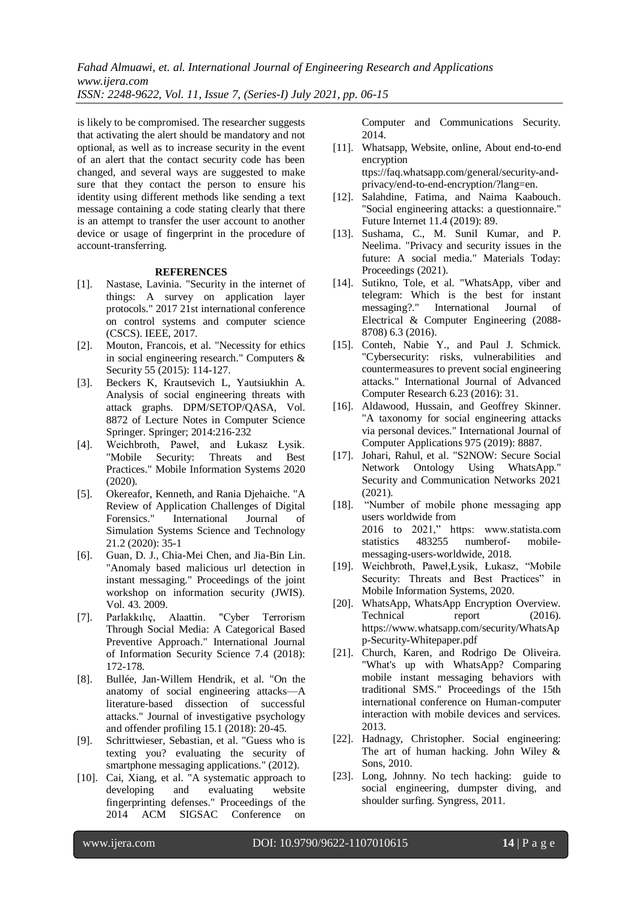is likely to be compromised. The researcher suggests that activating the alert should be mandatory and not optional, as well as to increase security in the event of an alert that the contact security code has been changed, and several ways are suggested to make sure that they contact the person to ensure his identity using different methods like sending a text message containing a code stating clearly that there is an attempt to transfer the user account to another device or usage of fingerprint in the procedure of account-transferring.

## REFERENCES

- [1]. Nastase, Lavinia. "Security in the internet of things: A survey on application layer protocols." 2017 21st international conference on control systems and computer science (CSCS). IEEE, 2017.
- [2]. Mouton, Francois, et al. "Necessity for ethics in social engineering research." Computers & Security 55 (2015): 114-127.
- [3]. Beckers K, Krautsevich L, Yautsiukhin A. Analysis of social engineering threats with attack graphs. DPM/SETOP/QASA, Vol. 8872 of Lecture Notes in Computer Science Springer. Springer; 2014:216-232
- [4]. Weichbroth, Paweł, and Łukasz Łysik. "Mobile Security: Threats and Best Practices." Mobile Information Systems 2020 (2020).
- [5]. Okereafor, Kenneth, and Rania Djehaiche. "A Review of Application Challenges of Digital Forensics." International Journal of Simulation Systems Science and Technology 21.2 (2020): 35-1
- [6]. Guan, D. J., Chia-Mei Chen, and Jia-Bin Lin. "Anomaly based malicious url detection in instant messaging." Proceedings of the joint workshop on information security (JWIS). Vol. 43. 2009.
- [7]. Parlakkılıç, Alaattin. "Cyber Terrorism Through Social Media: A Categorical Based Preventive Approach." International Journal of Information Security Science 7.4 (2018): 172-178.
- [8]. Bullée, Jan-Willem Hendrik, et al. "On the anatomy of social engineering attacks—A literature-based dissection of successful attacks." Journal of investigative psychology and offender profiling 15.1 (2018): 20-45.
- [9]. Schrittwieser, Sebastian, et al. "Guess who is texting you? evaluating the security of smartphone messaging applications." (2012).
- [10]. Cai, Xiang, et al. "A systematic approach to developing and evaluating website fingerprinting defenses." Proceedings of the 2014 ACM SIGSAC Conference on Computer and Communications Security. 2014.
- [11]. Whatsapp, Website, online, About end-to-end encryption ttps://faq.whatsapp.com/general/security-and-privacy/end-to-end-encryption/?lang=en.
- [12]. Salahdine, Fatima, and Naima Kaabouch. "Social engineering attacks: a questionnaire." Future Internet 11.4 (2019): 89.
- [13]. Sushama, C., M. Sunil Kumar, and P. Neelima. "Privacy and security issues in the future: A social media." Materials Today: Proceedings (2021).
- [14]. Sutikno, Tole, et al. "WhatsApp, viber and telegram: Which is the best for instant messaging?." International Journal of Electrical & Computer Engineering (2088-8708) 6.3 (2016).
- [15]. Conteh, Nabie Y., and Paul J. Schmick. "Cybersecurity: risks, vulnerabilities and countermeasures to prevent social engineering attacks." International Journal of Advanced Computer Research 6.23 (2016): 31.
- [16]. Aldawood, Hussain, and Geoffrey Skinner. "A taxonomy for social engineering attacks via personal devices." International Journal of Computer Applications 975 (2019): 8887.
- [17]. Johari, Rahul, et al. "S2NOW: Secure Social Network Ontology Using WhatsApp." Security and Communication Networks 2021 (2021).
- [18]. "Number of mobile phone messaging app users worldwide from 2016 to 2021," https: www.statista.com statistics 483255 numberof- mobile-messaging-users-worldwide, 2018.
- [19]. Weichbroth, Paweł,Łysik, Łukasz, "Mobile Security: Threats and Best Practices" in Mobile Information Systems, 2020.
- [20]. WhatsApp, WhatsApp Encryption Overview. Technical report (2016). https://www.whatsapp.com/security/WhatsApp-Security-Whitepaper.pdf
- [21]. Church, Karen, and Rodrigo De Oliveira. "What's up with WhatsApp? Comparing mobile instant messaging behaviors with traditional SMS." Proceedings of the 15th international conference on Human-computer interaction with mobile devices and services. 2013.
- [22]. Hadnagy, Christopher. Social engineering: The art of human hacking. John Wiley & Sons, 2010.
- [23]. Long, Johnny. No tech hacking: guide to social engineering, dumpster diving, and shoulder surfing. Syngress, 2011.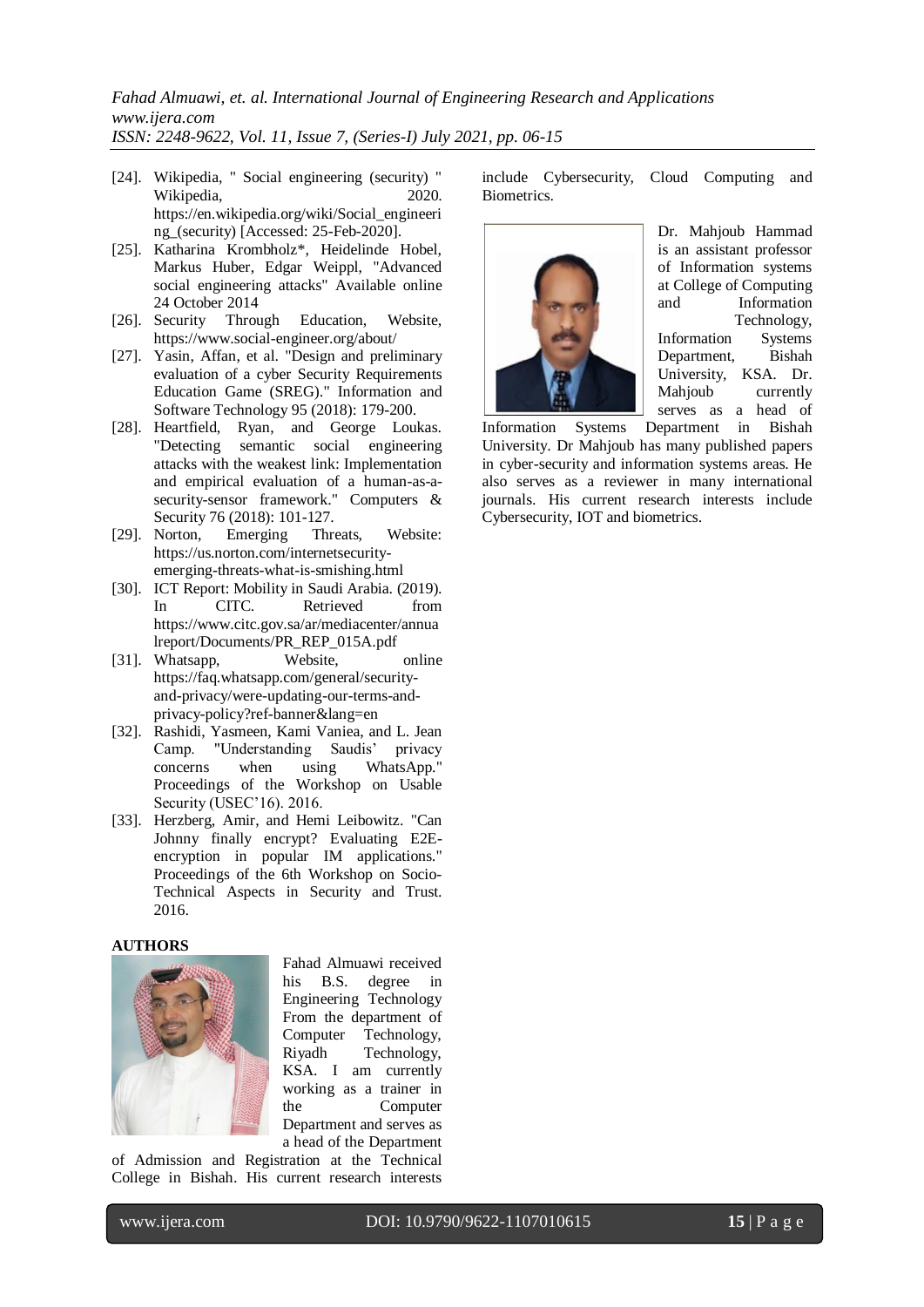[24]. Wikipedia, " Social engineering (security) " Wikipedia, 2020. https://en.wikipedia.org/wiki/Social_engineering_(security) [Accessed: 25-Feb-2020].

[25]. Katharina Krombholz*, Heidelinde Hobel, Markus Huber, Edgar Weippl, "Advanced social engineering attacks" Available online 24 October 2014

[26]. Security Through Education, Website, https://www.social-engineer.org/about/

[27]. Yasin, Affan, et al. "Design and preliminary evaluation of a cyber Security Requirements Education Game (SREG)." Information and Software Technology 95 (2018): 179-200.

[28]. Heartfield, Ryan, and George Loukas. "Detecting semantic social engineering attacks with the weakest link: Implementation and empirical evaluation of a human-as-a-security-sensor framework." Computers & Security 76 (2018): 101-127.

[29]. Norton, Emerging Threats, Website: https://us.norton.com/internetsecurity-emerging-threats-what-is-smishing.html

[30]. ICT Report: Mobility in Saudi Arabia. (2019). In CITC. Retrieved from https://www.citc.gov.sa/ar/mediacenter/annualreport/Documents/PR_REP_015A.pdf

[31]. Whatsapp, Website, online https://faq.whatsapp.com/general/security-and-privacy/were-updating-our-terms-and-privacy-policy?ref-banner&lang=en

[32]. Rashidi, Yasmeen, Kami Vaniea, and L. Jean Camp. "Understanding Saudis' privacy concerns when using WhatsApp." Proceedings of the Workshop on Usable Security (USEC'16). 2016.

[33]. Herzberg, Amir, and Hemi Leibowitz. "Can Johnny finally encrypt? Evaluating E2E-encryption in popular IM applications." Proceedings of the 6th Workshop on Socio-Technical Aspects in Security and Trust. 2016.

**AUTHORS**

Fahad Almuawi received his B.S. degree in Engineering Technology From the department of Computer Technology, Riyadh Technology, KSA. I am currently working as a trainer in the Computer Department and serves as a head of the Department of Admission and Registration at the Technical College in Bishah. His current research interests include Cybersecurity, Cloud Computing and Biometrics.

Dr. Mahjoub Hammad is an assistant professor of Information systems at College of Computing and Information Technology, Information Systems Department, Bishah University, KSA. Dr. Mahjoub currently serves as a head of Information Systems Department in Bishah University. Dr Mahjoub has many published papers in cyber-security and information systems areas. He also serves as a reviewer in many international journals. His current research interests include Cybersecurity, IOT and biometrics.